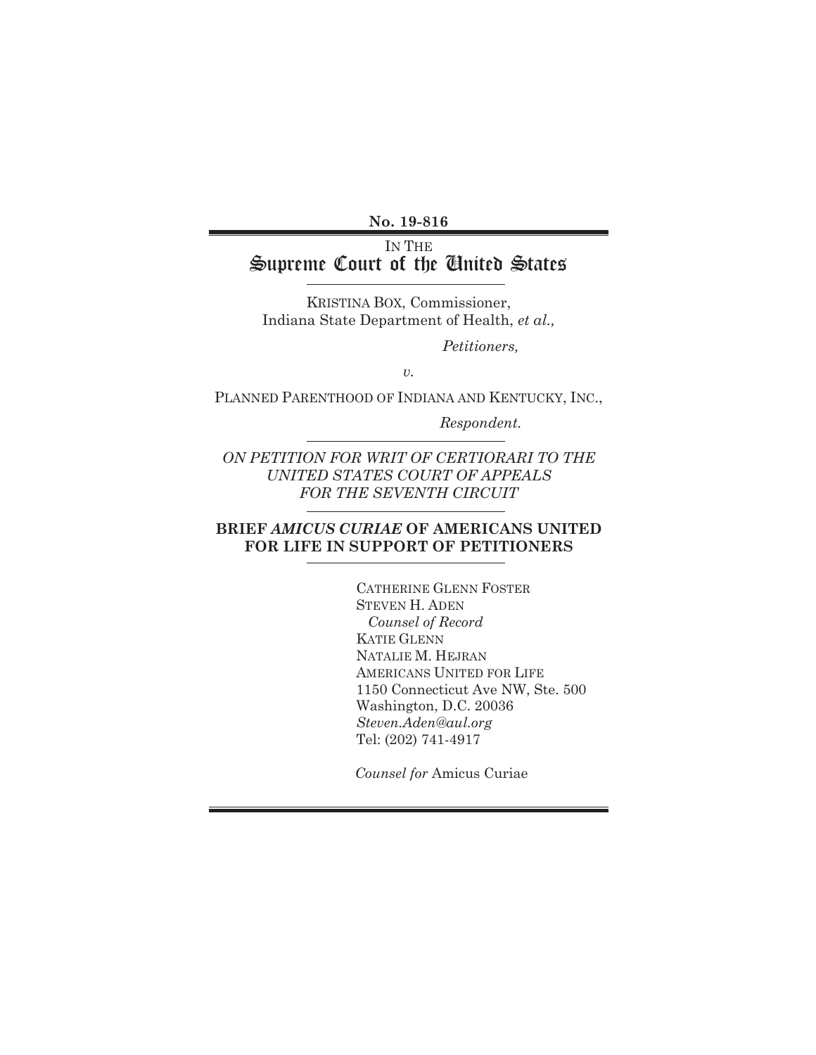**No. 19-816**

IN THE
# Supreme Court of the United States

---

KRISTINA BOX, Commissioner,
Indiana State Department of Health, *et al.,*

*Petitioners,*

*v.*

PLANNED PARENTHOOD OF INDIANA AND KENTUCKY, INC.,

*Respondent.*

---

*ON PETITION FOR WRIT OF CERTIORARI TO THE UNITED STATES COURT OF APPEALS FOR THE SEVENTH CIRCUIT*

---

**BRIEF *AMICUS CURIAE* OF AMERICANS UNITED FOR LIFE IN SUPPORT OF PETITIONERS**

---

CATHERINE GLENN FOSTER
STEVEN H. ADEN
*Counsel of Record*
KATIE GLENN
NATALIE M. HEJRAN
AMERICANS UNITED FOR LIFE
1150 Connecticut Ave NW, Ste. 500
Washington, D.C. 20036
*Steven.Aden@aul.org*
Tel: (202) 741-4917

*Counsel for* Amicus Curiae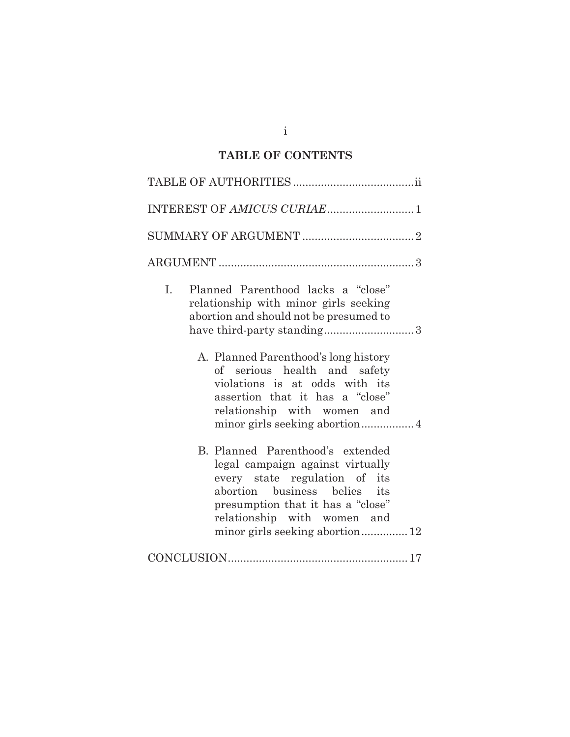## TABLE OF CONTENTS

TABLE OF AUTHORITIES ....................................... ii

INTEREST OF *AMICUS CURIAE* ............................ 1

SUMMARY OF ARGUMENT .................................... 2

ARGUMENT ............................................................... 3

I. Planned Parenthood lacks a "close" relationship with minor girls seeking abortion and should not be presumed to have third-party standing ............................. 3

   A. Planned Parenthood's long history of serious health and safety violations is at odds with its assertion that it has a "close" relationship with women and minor girls seeking abortion ................. 4

   B. Planned Parenthood's extended legal campaign against virtually every state regulation of its abortion business belies its presumption that it has a "close" relationship with women and minor girls seeking abortion ............... 12

CONCLUSION .......................................................... 17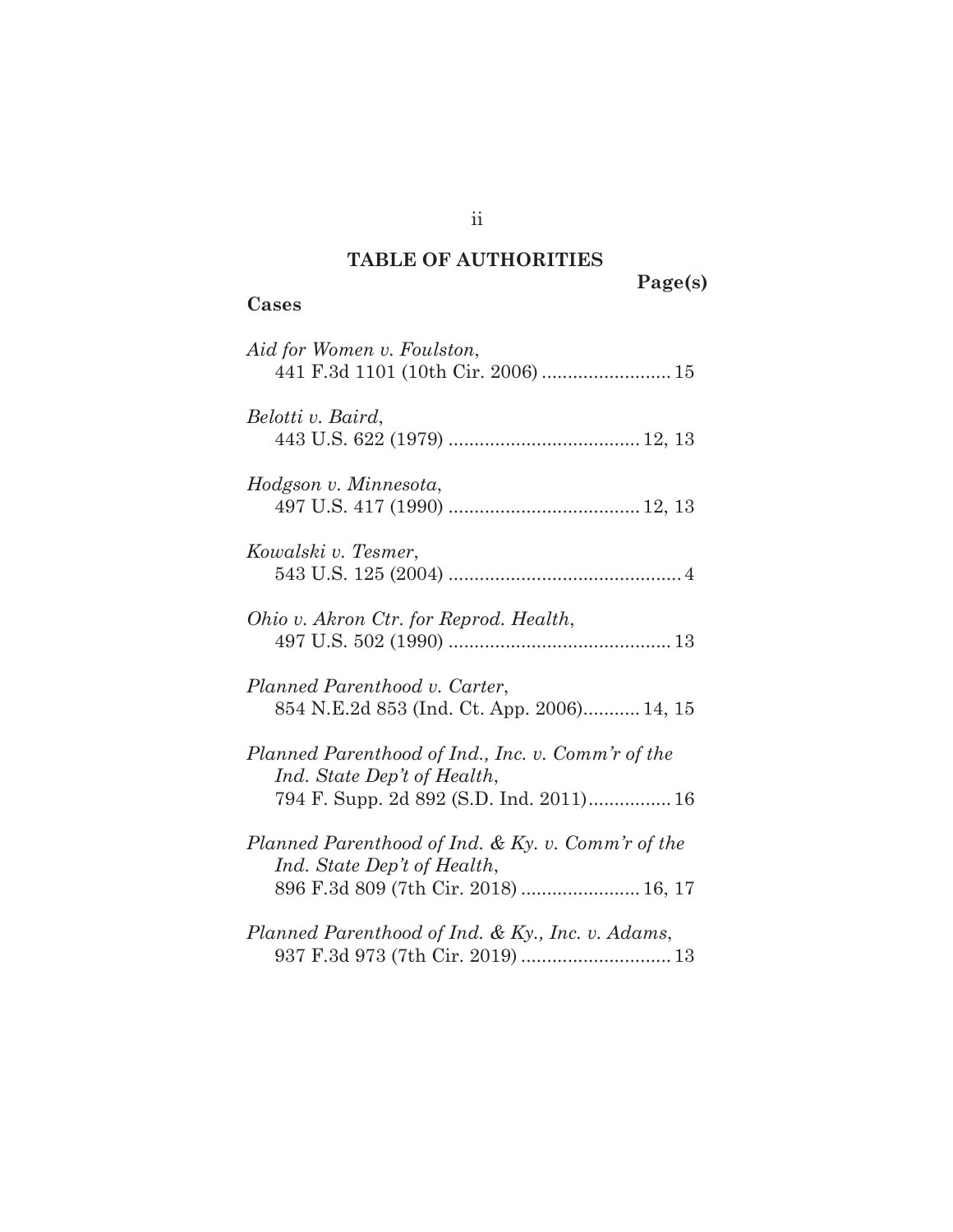## TABLE OF AUTHORITIES

**Page(s)**

**Cases**

*Aid for Women v. Foulston*,
441 F.3d 1101 (10th Cir. 2006) ........................ 15

*Belotti v. Baird*,
443 U.S. 622 (1979) .................................... 12, 13

*Hodgson v. Minnesota*,
497 U.S. 417 (1990) .................................... 12, 13

*Kowalski v. Tesmer*,
543 U.S. 125 (2004) ............................................ 4

*Ohio v. Akron Ctr. for Reprod. Health*,
497 U.S. 502 (1990) .......................................... 13

*Planned Parenthood v. Carter*,
854 N.E.2d 853 (Ind. Ct. App. 2006)........... 14, 15

*Planned Parenthood of Ind., Inc. v. Comm'r of the Ind. State Dep't of Health*,
794 F. Supp. 2d 892 (S.D. Ind. 2011)................ 16

*Planned Parenthood of Ind. & Ky. v. Comm'r of the Ind. State Dep't of Health*,
896 F.3d 809 (7th Cir. 2018) ...................... 16, 17

*Planned Parenthood of Ind. & Ky., Inc. v. Adams*,
937 F.3d 973 (7th Cir. 2019) ............................ 13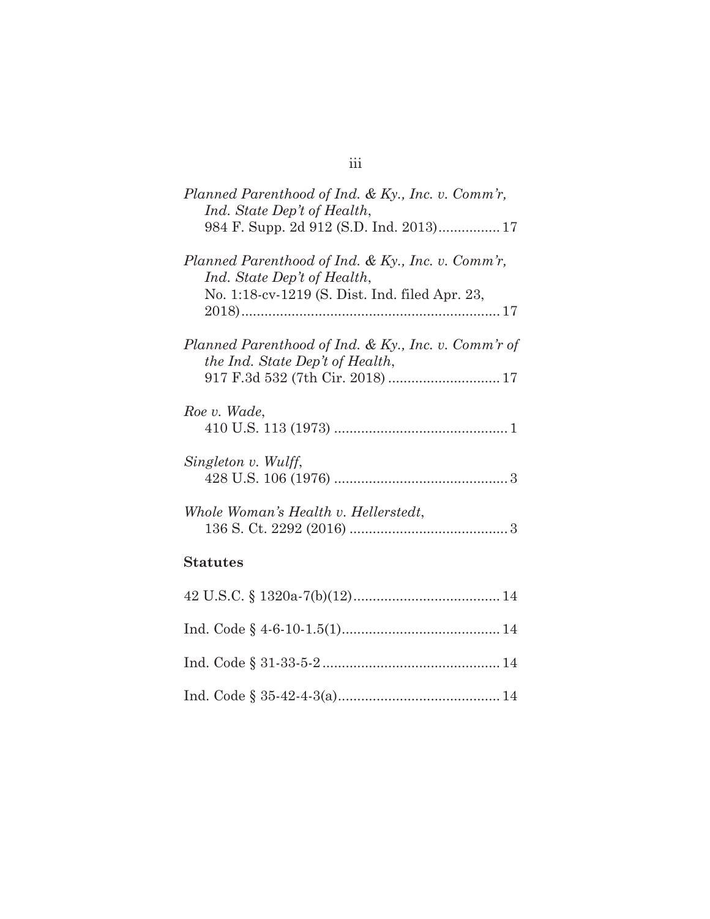*Planned Parenthood of Ind. & Ky., Inc. v. Comm'r, Ind. State Dep't of Health*,
984 F. Supp. 2d 912 (S.D. Ind. 2013)................17

*Planned Parenthood of Ind. & Ky., Inc. v. Comm'r, Ind. State Dep't of Health*,
No. 1:18-cv-1219 (S. Dist. Ind. filed Apr. 23, 2018)...................................................................17

*Planned Parenthood of Ind. & Ky., Inc. v. Comm'r of the Ind. State Dep't of Health*,
917 F.3d 532 (7th Cir. 2018) ............................17

*Roe v. Wade*,
410 U.S. 113 (1973) .............................................1

*Singleton v. Wulff*,
428 U.S. 106 (1976) .............................................3

*Whole Woman's Health v. Hellerstedt*,
136 S. Ct. 2292 (2016) .........................................3

**Statutes**

42 U.S.C. § 1320a-7(b)(12)......................................14

Ind. Code § 4-6-10-1.5(1).........................................14

Ind. Code § 31-33-5-2..............................................14

Ind. Code § 35-42-4-3(a)..........................................14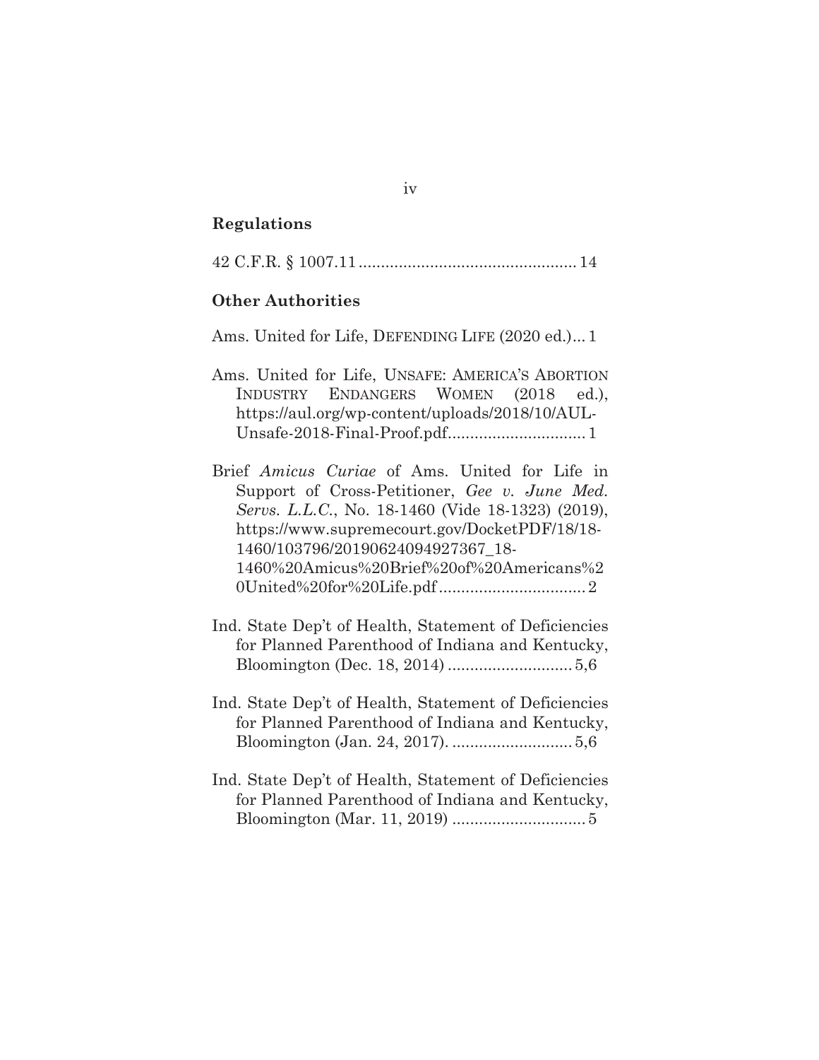## Regulations

42 C.F.R. § 1007.11 ................................................ 14

## Other Authorities

Ams. United for Life, DEFENDING LIFE (2020 ed.)... 1

Ams. United for Life, UNSAFE: AMERICA'S ABORTION INDUSTRY ENDANGERS WOMEN (2018 ed.), https://aul.org/wp-content/uploads/2018/10/AUL-Unsafe-2018-Final-Proof.pdf............................... 1

Brief *Amicus Curiae* of Ams. United for Life in Support of Cross-Petitioner, *Gee v. June Med. Servs. L.L.C.*, No. 18-1460 (Vide 18-1323) (2019), https://www.supremecourt.gov/DocketPDF/18/18-1460/103796/20190624094927367_18-1460%20Amicus%20Brief%20of%20Americans%20United%20for%20Life.pdf ................................. 2

Ind. State Dep't of Health, Statement of Deficiencies for Planned Parenthood of Indiana and Kentucky, Bloomington (Dec. 18, 2014) ............................ 5,6

Ind. State Dep't of Health, Statement of Deficiencies for Planned Parenthood of Indiana and Kentucky, Bloomington (Jan. 24, 2017). ........................... 5,6

Ind. State Dep't of Health, Statement of Deficiencies for Planned Parenthood of Indiana and Kentucky, Bloomington (Mar. 11, 2019) .............................. 5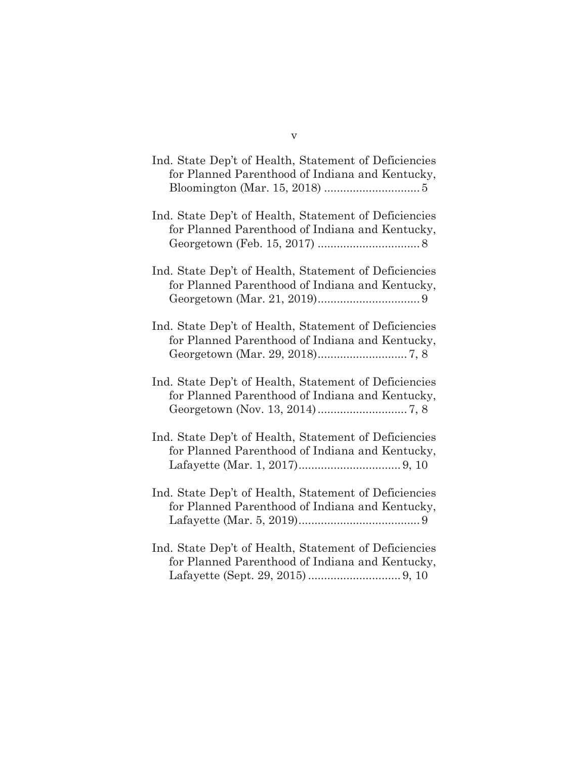Ind. State Dep't of Health, Statement of Deficiencies for Planned Parenthood of Indiana and Kentucky, Bloomington (Mar. 15, 2018) .............................. 5

Ind. State Dep't of Health, Statement of Deficiencies for Planned Parenthood of Indiana and Kentucky, Georgetown (Feb. 15, 2017) ................................ 8

Ind. State Dep't of Health, Statement of Deficiencies for Planned Parenthood of Indiana and Kentucky, Georgetown (Mar. 21, 2019)................................ 9

Ind. State Dep't of Health, Statement of Deficiencies for Planned Parenthood of Indiana and Kentucky, Georgetown (Mar. 29, 2018)............................ 7, 8

Ind. State Dep't of Health, Statement of Deficiencies for Planned Parenthood of Indiana and Kentucky, Georgetown (Nov. 13, 2014)............................ 7, 8

Ind. State Dep't of Health, Statement of Deficiencies for Planned Parenthood of Indiana and Kentucky, Lafayette (Mar. 1, 2017)................................ 9, 10

Ind. State Dep't of Health, Statement of Deficiencies for Planned Parenthood of Indiana and Kentucky, Lafayette (Mar. 5, 2019)...................................... 9

Ind. State Dep't of Health, Statement of Deficiencies for Planned Parenthood of Indiana and Kentucky, Lafayette (Sept. 29, 2015)............................. 9, 10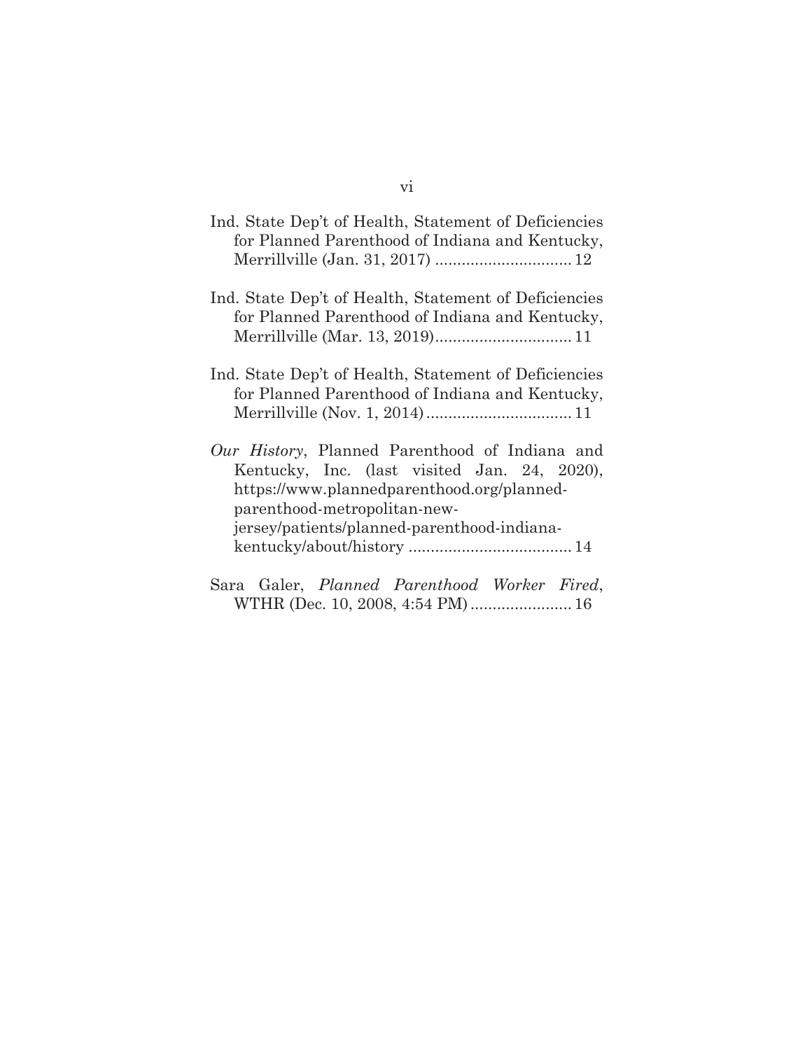Ind. State Dep't of Health, Statement of Deficiencies for Planned Parenthood of Indiana and Kentucky, Merrillville (Jan. 31, 2017) ............................... 12

Ind. State Dep't of Health, Statement of Deficiencies for Planned Parenthood of Indiana and Kentucky, Merrillville (Mar. 13, 2019)............................... 11

Ind. State Dep't of Health, Statement of Deficiencies for Planned Parenthood of Indiana and Kentucky, Merrillville (Nov. 1, 2014) ................................. 11

*Our History*, Planned Parenthood of Indiana and Kentucky, Inc. (last visited Jan. 24, 2020), https://www.plannedparenthood.org/planned-parenthood-metropolitan-new-jersey/patients/planned-parenthood-indiana-kentucky/about/history ..................................... 14

Sara Galer, *Planned Parenthood Worker Fired*, WTHR (Dec. 10, 2008, 4:54 PM) ....................... 16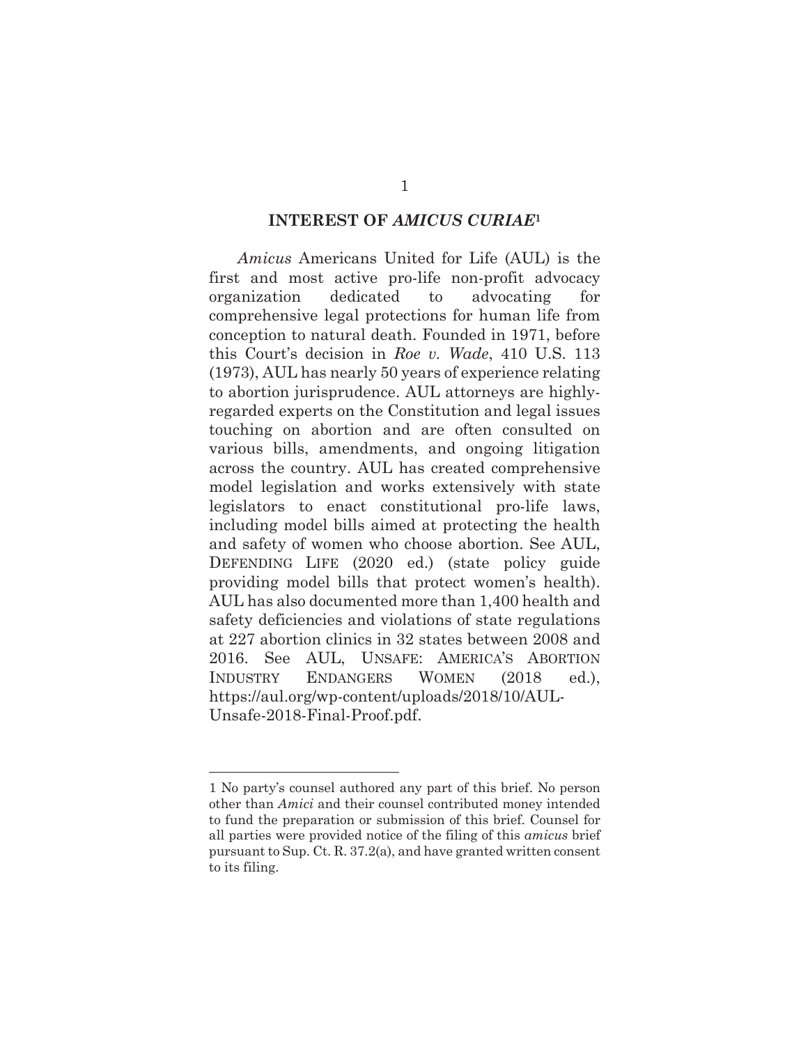## INTEREST OF *AMICUS CURIAE*[1]

*Amicus* Americans United for Life (AUL) is the first and most active pro-life non-profit advocacy organization dedicated to advocating for comprehensive legal protections for human life from conception to natural death. Founded in 1971, before this Court's decision in *Roe v. Wade*, 410 U.S. 113 (1973), AUL has nearly 50 years of experience relating to abortion jurisprudence. AUL attorneys are highly-regarded experts on the Constitution and legal issues touching on abortion and are often consulted on various bills, amendments, and ongoing litigation across the country. AUL has created comprehensive model legislation and works extensively with state legislators to enact constitutional pro-life laws, including model bills aimed at protecting the health and safety of women who choose abortion. See AUL, DEFENDING LIFE (2020 ed.) (state policy guide providing model bills that protect women's health). AUL has also documented more than 1,400 health and safety deficiencies and violations of state regulations at 227 abortion clinics in 32 states between 2008 and 2016. See AUL, UNSAFE: AMERICA'S ABORTION INDUSTRY ENDANGERS WOMEN (2018 ed.), https://aul.org/wp-content/uploads/2018/10/AUL-Unsafe-2018-Final-Proof.pdf.

---

1 No party's counsel authored any part of this brief. No person other than *Amici* and their counsel contributed money intended to fund the preparation or submission of this brief. Counsel for all parties were provided notice of the filing of this *amicus* brief pursuant to Sup. Ct. R. 37.2(a), and have granted written consent to its filing.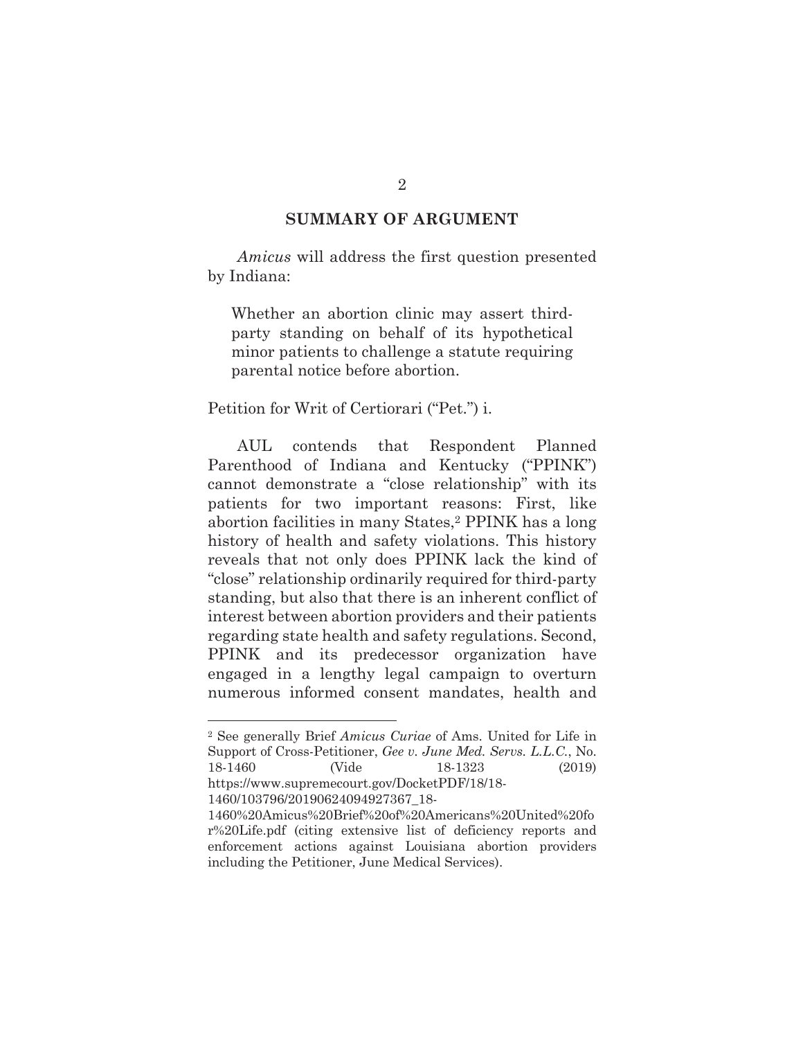## SUMMARY OF ARGUMENT

*Amicus* will address the first question presented by Indiana:

> Whether an abortion clinic may assert third-party standing on behalf of its hypothetical minor patients to challenge a statute requiring parental notice before abortion.

Petition for Writ of Certiorari ("Pet.") i.

AUL contends that Respondent Planned Parenthood of Indiana and Kentucky ("PPINK") cannot demonstrate a "close relationship" with its patients for two important reasons: First, like abortion facilities in many States,[2] PPINK has a long history of health and safety violations. This history reveals that not only does PPINK lack the kind of "close" relationship ordinarily required for third-party standing, but also that there is an inherent conflict of interest between abortion providers and their patients regarding state health and safety regulations. Second, PPINK and its predecessor organization have engaged in a lengthy legal campaign to overturn numerous informed consent mandates, health and

---

[2] See generally Brief *Amicus Curiae* of Ams. United for Life in Support of Cross-Petitioner, *Gee v. June Med. Servs. L.L.C.*, No. 18-1460 (Vide 18-1323 (2019) https://www.supremecourt.gov/DocketPDF/18/18-1460/103796/20190624094927367_18-1460%20Amicus%20Brief%20of%20Americans%20United%20for%20Life.pdf (citing extensive list of deficiency reports and enforcement actions against Louisiana abortion providers including the Petitioner, June Medical Services).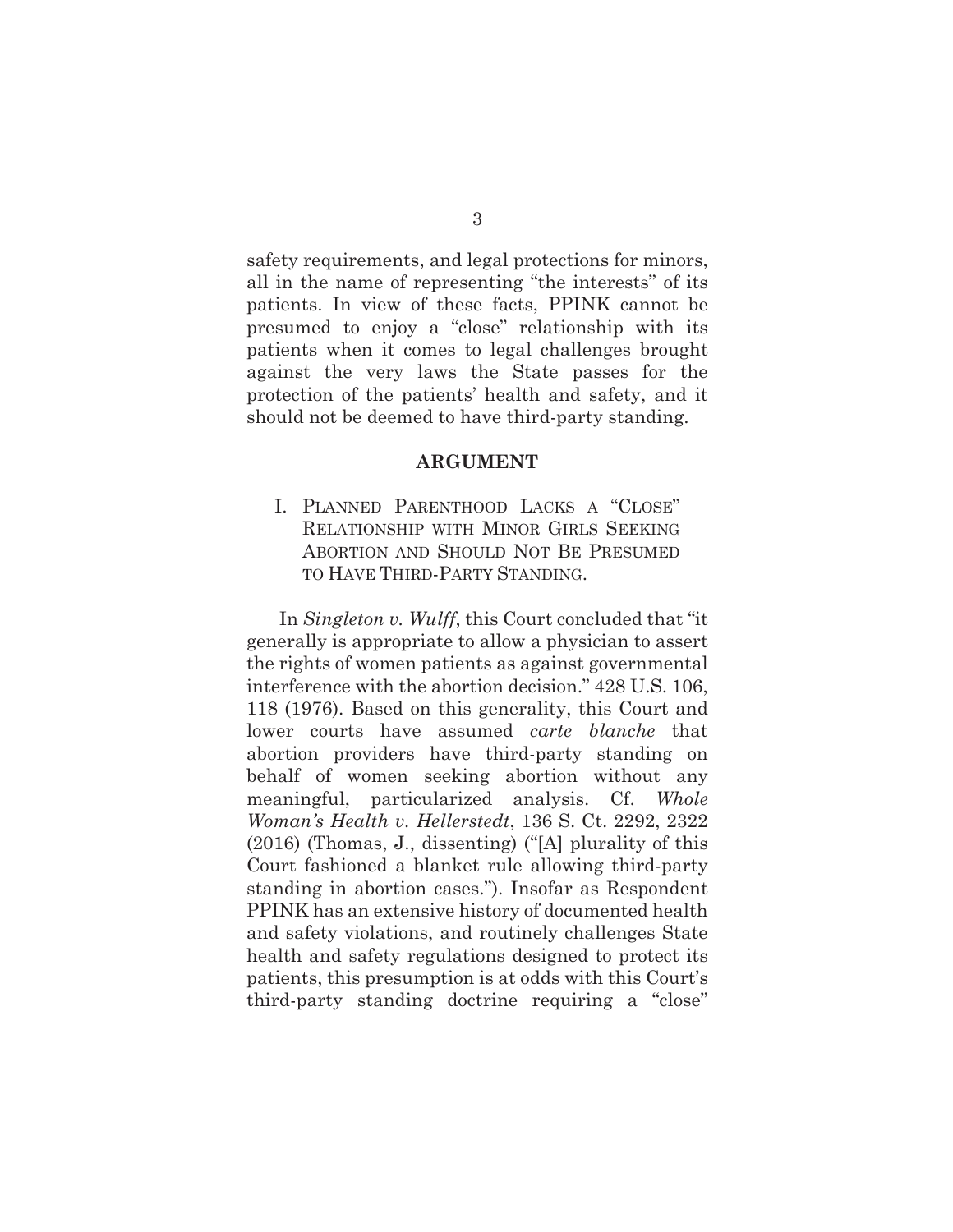safety requirements, and legal protections for minors, all in the name of representing "the interests" of its patients. In view of these facts, PPINK cannot be presumed to enjoy a "close" relationship with its patients when it comes to legal challenges brought against the very laws the State passes for the protection of the patients' health and safety, and it should not be deemed to have third-party standing.

## ARGUMENT

### I. Planned Parenthood Lacks a "Close" Relationship with Minor Girls Seeking Abortion and Should Not Be Presumed to Have Third-Party Standing.

In *Singleton v. Wulff*, this Court concluded that "it generally is appropriate to allow a physician to assert the rights of women patients as against governmental interference with the abortion decision." 428 U.S. 106, 118 (1976). Based on this generality, this Court and lower courts have assumed *carte blanche* that abortion providers have third-party standing on behalf of women seeking abortion without any meaningful, particularized analysis. Cf. *Whole Woman's Health v. Hellerstedt*, 136 S. Ct. 2292, 2322 (2016) (Thomas, J., dissenting) ("[A] plurality of this Court fashioned a blanket rule allowing third-party standing in abortion cases."). Insofar as Respondent PPINK has an extensive history of documented health and safety violations, and routinely challenges State health and safety regulations designed to protect its patients, this presumption is at odds with this Court's third-party standing doctrine requiring a "close"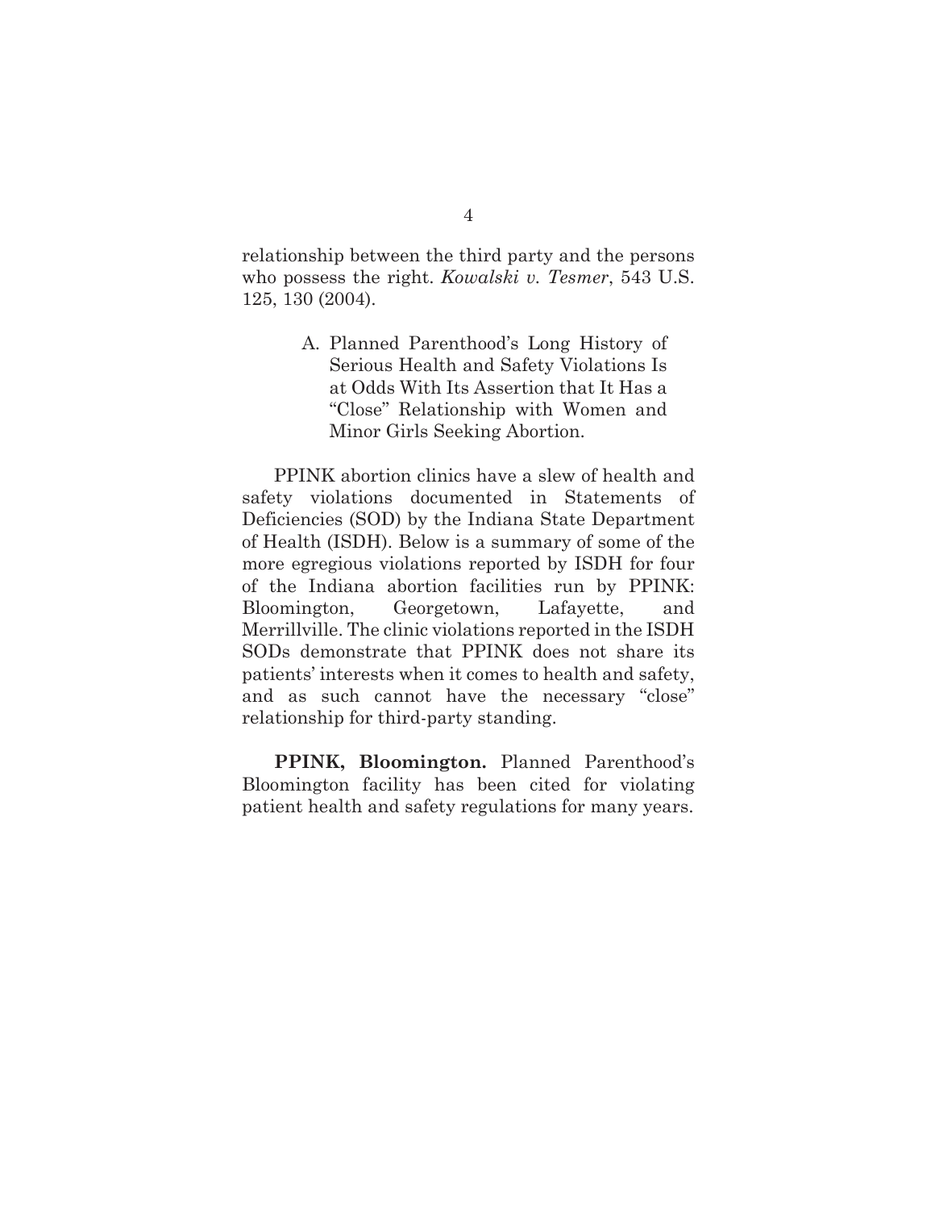relationship between the third party and the persons who possess the right. *Kowalski v. Tesmer*, 543 U.S. 125, 130 (2004).

### A. Planned Parenthood's Long History of Serious Health and Safety Violations Is at Odds With Its Assertion that It Has a "Close" Relationship with Women and Minor Girls Seeking Abortion.

PPINK abortion clinics have a slew of health and safety violations documented in Statements of Deficiencies (SOD) by the Indiana State Department of Health (ISDH). Below is a summary of some of the more egregious violations reported by ISDH for four of the Indiana abortion facilities run by PPINK: Bloomington, Georgetown, Lafayette, and Merrillville. The clinic violations reported in the ISDH SODs demonstrate that PPINK does not share its patients' interests when it comes to health and safety, and as such cannot have the necessary "close" relationship for third-party standing.

**PPINK, Bloomington.** Planned Parenthood's Bloomington facility has been cited for violating patient health and safety regulations for many years.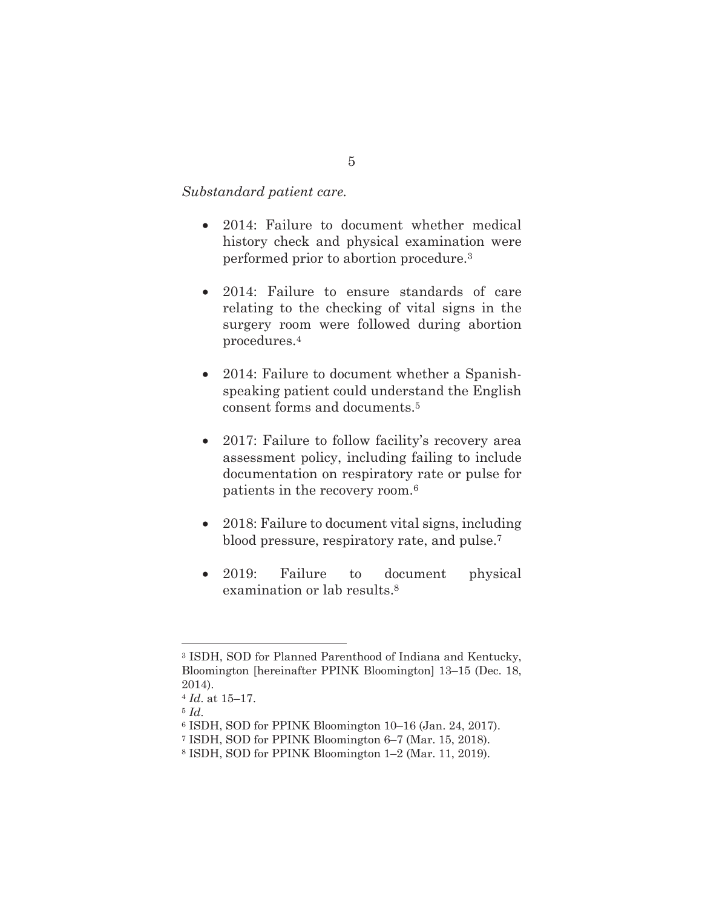*Substandard patient care.*

- 2014: Failure to document whether medical history check and physical examination were performed prior to abortion procedure.[3]

- 2014: Failure to ensure standards of care relating to the checking of vital signs in the surgery room were followed during abortion procedures.[4]

- 2014: Failure to document whether a Spanish-speaking patient could understand the English consent forms and documents.[5]

- 2017: Failure to follow facility's recovery area assessment policy, including failing to include documentation on respiratory rate or pulse for patients in the recovery room.[6]

- 2018: Failure to document vital signs, including blood pressure, respiratory rate, and pulse.[7]

- 2019: Failure to document physical examination or lab results.[8]

---

[3] ISDH, SOD for Planned Parenthood of Indiana and Kentucky, Bloomington [hereinafter PPINK Bloomington] 13–15 (Dec. 18, 2014).

[4] *Id*. at 15–17.

[5] *Id*.

[6] ISDH, SOD for PPINK Bloomington 10–16 (Jan. 24, 2017).

[7] ISDH, SOD for PPINK Bloomington 6–7 (Mar. 15, 2018).

[8] ISDH, SOD for PPINK Bloomington 1–2 (Mar. 11, 2019).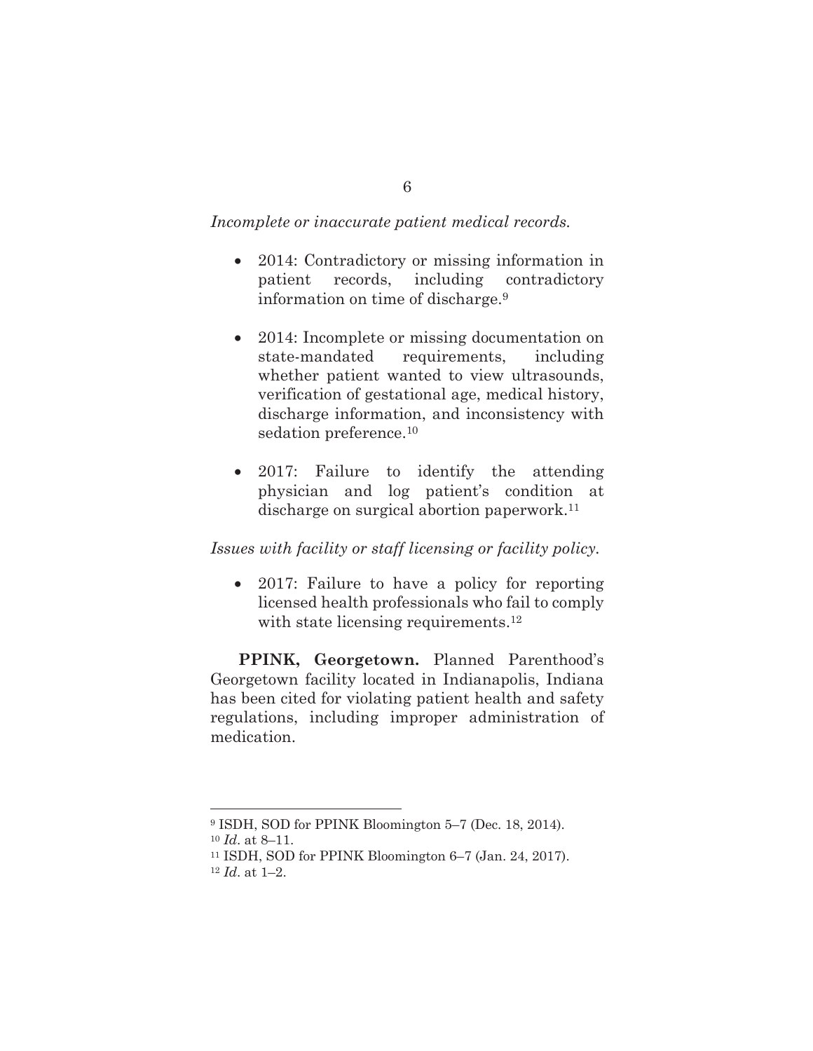*Incomplete or inaccurate patient medical records.*

- 2014: Contradictory or missing information in patient records, including contradictory information on time of discharge.[9]

- 2014: Incomplete or missing documentation on state-mandated requirements, including whether patient wanted to view ultrasounds, verification of gestational age, medical history, discharge information, and inconsistency with sedation preference.[10]

- 2017: Failure to identify the attending physician and log patient's condition at discharge on surgical abortion paperwork.[11]

*Issues with facility or staff licensing or facility policy.*

- 2017: Failure to have a policy for reporting licensed health professionals who fail to comply with state licensing requirements.[12]

**PPINK, Georgetown.** Planned Parenthood's Georgetown facility located in Indianapolis, Indiana has been cited for violating patient health and safety regulations, including improper administration of medication.

---

[9] ISDH, SOD for PPINK Bloomington 5–7 (Dec. 18, 2014).

[10] *Id*. at 8–11.

[11] ISDH, SOD for PPINK Bloomington 6–7 (Jan. 24, 2017).

[12] *Id*. at 1–2.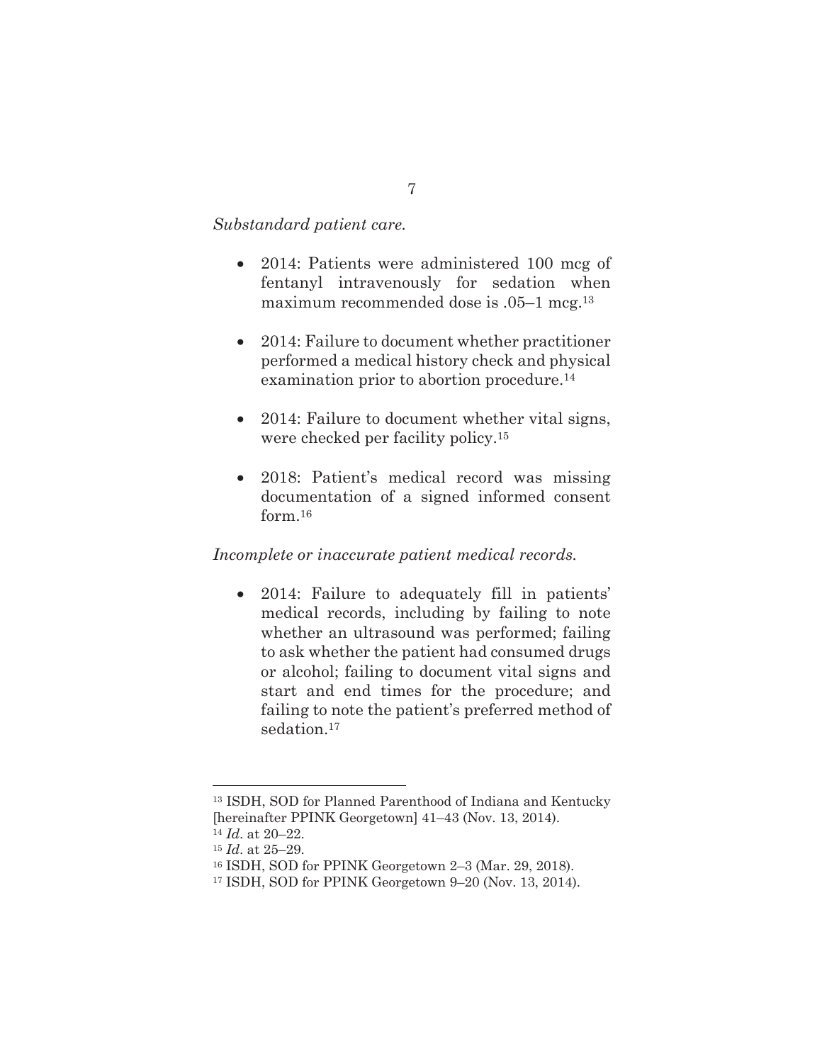*Substandard patient care.*

- 2014: Patients were administered 100 mcg of fentanyl intravenously for sedation when maximum recommended dose is .05–1 mcg.[13]

- 2014: Failure to document whether practitioner performed a medical history check and physical examination prior to abortion procedure.[14]

- 2014: Failure to document whether vital signs, were checked per facility policy.[15]

- 2018: Patient's medical record was missing documentation of a signed informed consent form.[16]

*Incomplete or inaccurate patient medical records.*

- 2014: Failure to adequately fill in patients' medical records, including by failing to note whether an ultrasound was performed; failing to ask whether the patient had consumed drugs or alcohol; failing to document vital signs and start and end times for the procedure; and failing to note the patient's preferred method of sedation.[17]

---

[13] ISDH, SOD for Planned Parenthood of Indiana and Kentucky [hereinafter PPINK Georgetown] 41–43 (Nov. 13, 2014).

[14] *Id*. at 20–22.

[15] *Id*. at 25–29.

[16] ISDH, SOD for PPINK Georgetown 2–3 (Mar. 29, 2018).

[17] ISDH, SOD for PPINK Georgetown 9–20 (Nov. 13, 2014).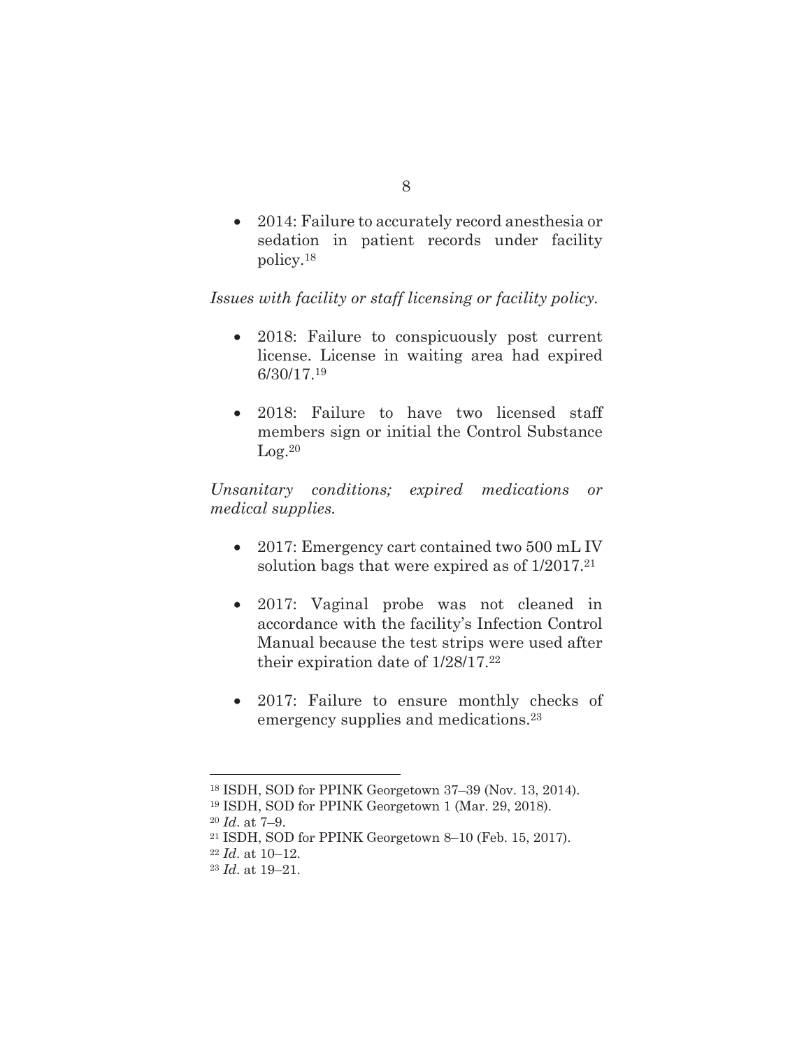- 2014: Failure to accurately record anesthesia or sedation in patient records under facility policy.[18]

*Issues with facility or staff licensing or facility policy.*

- 2018: Failure to conspicuously post current license. License in waiting area had expired 6/30/17.[19]

- 2018: Failure to have two licensed staff members sign or initial the Control Substance Log.[20]

*Unsanitary conditions; expired medications or medical supplies.*

- 2017: Emergency cart contained two 500 mL IV solution bags that were expired as of 1/2017.[21]

- 2017: Vaginal probe was not cleaned in accordance with the facility's Infection Control Manual because the test strips were used after their expiration date of 1/28/17.[22]

- 2017: Failure to ensure monthly checks of emergency supplies and medications.[23]

---

[18] ISDH, SOD for PPINK Georgetown 37–39 (Nov. 13, 2014).

[19] ISDH, SOD for PPINK Georgetown 1 (Mar. 29, 2018).

[20] *Id.* at 7–9.

[21] ISDH, SOD for PPINK Georgetown 8–10 (Feb. 15, 2017).

[22] *Id.* at 10–12.

[23] *Id.* at 19–21.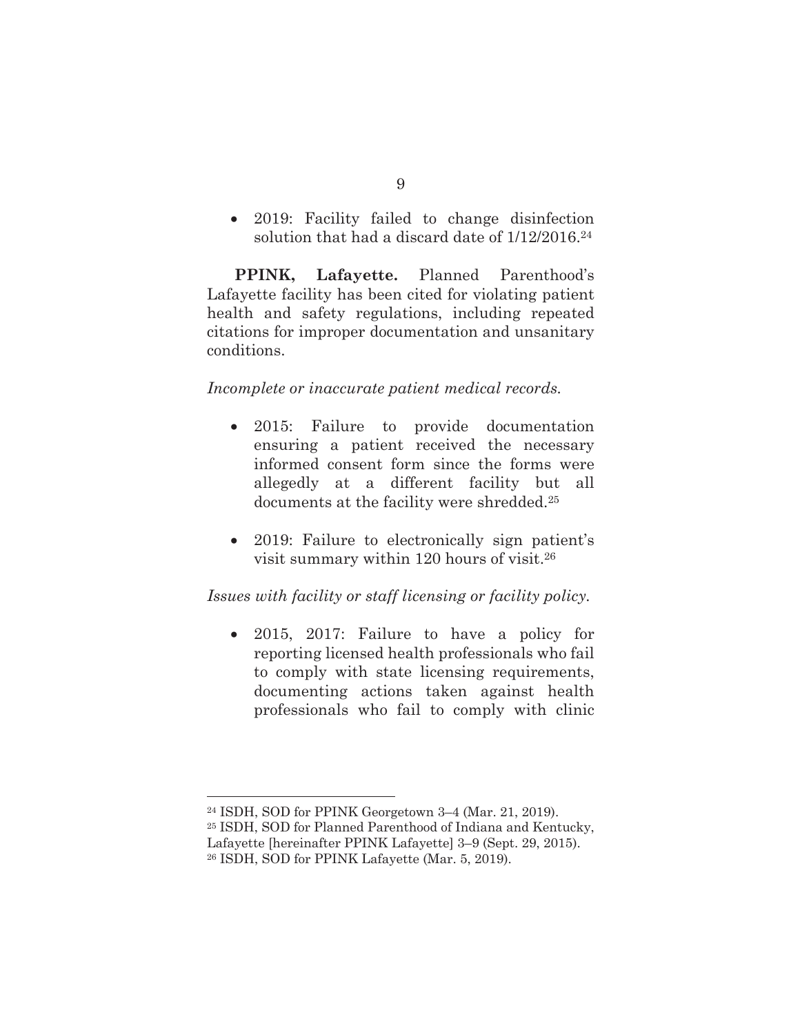- 2019: Facility failed to change disinfection solution that had a discard date of 1/12/2016.[24]

**PPINK, Lafayette.** Planned Parenthood's Lafayette facility has been cited for violating patient health and safety regulations, including repeated citations for improper documentation and unsanitary conditions.

*Incomplete or inaccurate patient medical records.*

- 2015: Failure to provide documentation ensuring a patient received the necessary informed consent form since the forms were allegedly at a different facility but all documents at the facility were shredded.[25]

- 2019: Failure to electronically sign patient's visit summary within 120 hours of visit.[26]

*Issues with facility or staff licensing or facility policy.*

- 2015, 2017: Failure to have a policy for reporting licensed health professionals who fail to comply with state licensing requirements, documenting actions taken against health professionals who fail to comply with clinic

---

[24] ISDH, SOD for PPINK Georgetown 3–4 (Mar. 21, 2019).

[25] ISDH, SOD for Planned Parenthood of Indiana and Kentucky, Lafayette [hereinafter PPINK Lafayette] 3–9 (Sept. 29, 2015).

[26] ISDH, SOD for PPINK Lafayette (Mar. 5, 2019).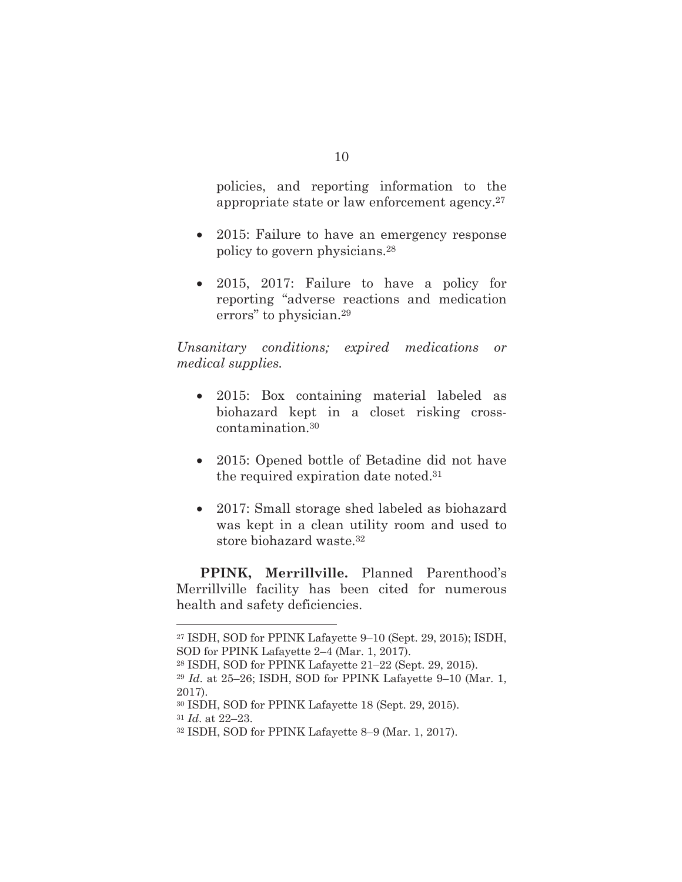policies, and reporting information to the appropriate state or law enforcement agency.[27]

- 2015: Failure to have an emergency response policy to govern physicians.[28]

- 2015, 2017: Failure to have a policy for reporting "adverse reactions and medication errors" to physician.[29]

*Unsanitary conditions; expired medications or medical supplies.*

- 2015: Box containing material labeled as biohazard kept in a closet risking cross-contamination.[30]

- 2015: Opened bottle of Betadine did not have the required expiration date noted.[31]

- 2017: Small storage shed labeled as biohazard was kept in a clean utility room and used to store biohazard waste.[32]

**PPINK, Merrillville.** Planned Parenthood's Merrillville facility has been cited for numerous health and safety deficiencies.

---

[27] ISDH, SOD for PPINK Lafayette 9–10 (Sept. 29, 2015); ISDH, SOD for PPINK Lafayette 2–4 (Mar. 1, 2017).

[28] ISDH, SOD for PPINK Lafayette 21–22 (Sept. 29, 2015).

[29] *Id.* at 25–26; ISDH, SOD for PPINK Lafayette 9–10 (Mar. 1, 2017).

[30] ISDH, SOD for PPINK Lafayette 18 (Sept. 29, 2015).

[31] *Id.* at 22–23.

[32] ISDH, SOD for PPINK Lafayette 8–9 (Mar. 1, 2017).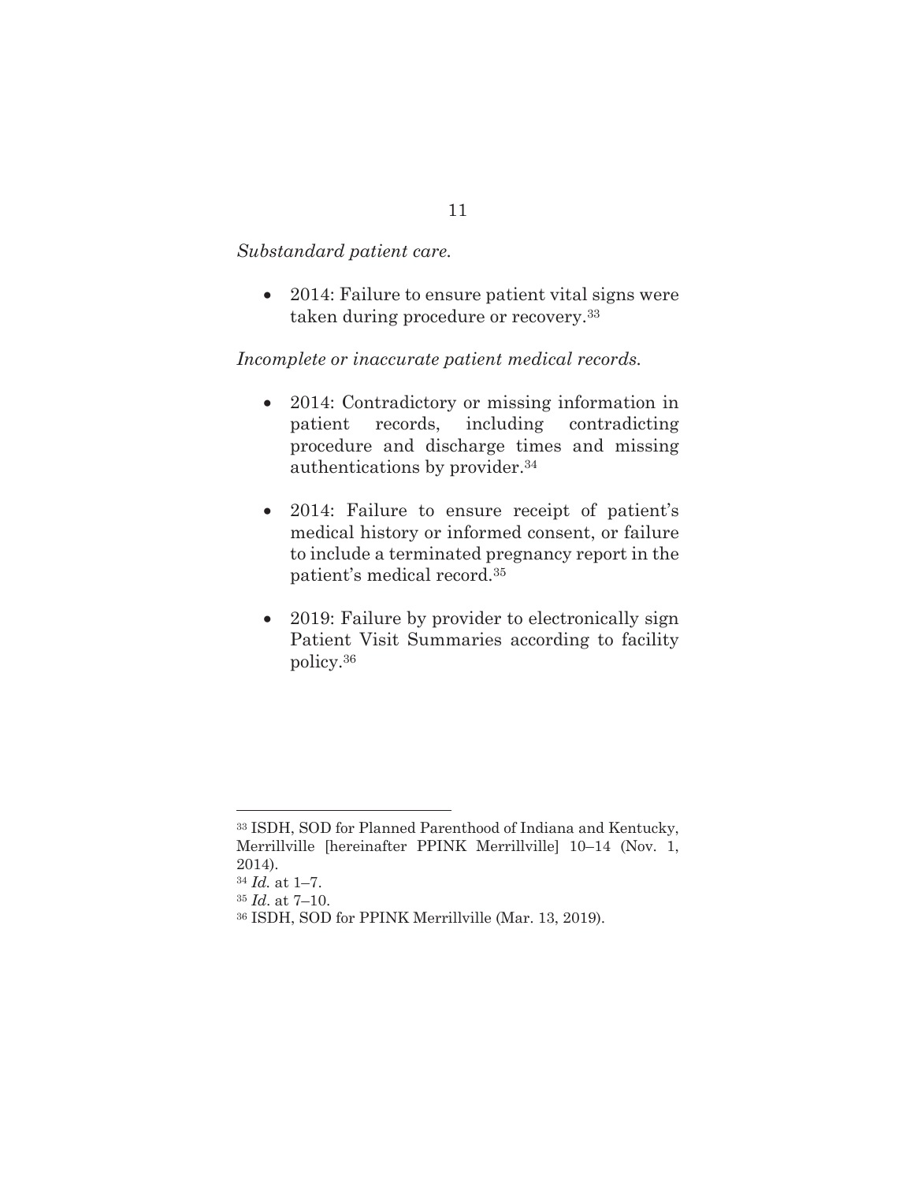*Substandard patient care.*

- 2014: Failure to ensure patient vital signs were taken during procedure or recovery.[33]

*Incomplete or inaccurate patient medical records.*

- 2014: Contradictory or missing information in patient records, including contradicting procedure and discharge times and missing authentications by provider.[34]

- 2014: Failure to ensure receipt of patient's medical history or informed consent, or failure to include a terminated pregnancy report in the patient's medical record.[35]

- 2019: Failure by provider to electronically sign Patient Visit Summaries according to facility policy.[36]

---

[33] ISDH, SOD for Planned Parenthood of Indiana and Kentucky, Merrillville [hereinafter PPINK Merrillville] 10–14 (Nov. 1, 2014).

[34] *Id.* at 1–7.

[35] *Id.* at 7–10.

[36] ISDH, SOD for PPINK Merrillville (Mar. 13, 2019).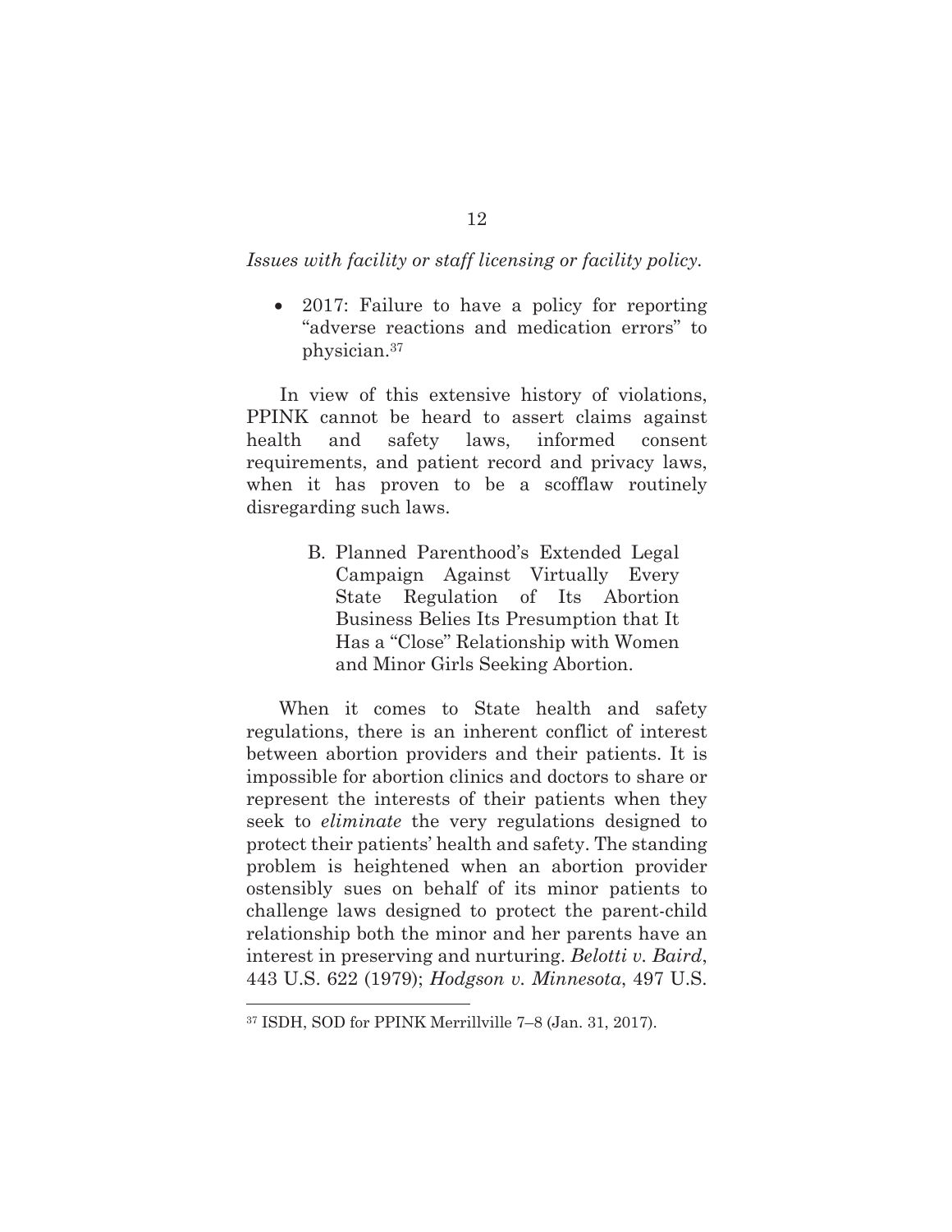*Issues with facility or staff licensing or facility policy.*

- 2017: Failure to have a policy for reporting "adverse reactions and medication errors" to physician.[37]

In view of this extensive history of violations, PPINK cannot be heard to assert claims against health and safety laws, informed consent requirements, and patient record and privacy laws, when it has proven to be a scofflaw routinely disregarding such laws.

### B. Planned Parenthood's Extended Legal Campaign Against Virtually Every State Regulation of Its Abortion Business Belies Its Presumption that It Has a "Close" Relationship with Women and Minor Girls Seeking Abortion.

When it comes to State health and safety regulations, there is an inherent conflict of interest between abortion providers and their patients. It is impossible for abortion clinics and doctors to share or represent the interests of their patients when they seek to *eliminate* the very regulations designed to protect their patients' health and safety. The standing problem is heightened when an abortion provider ostensibly sues on behalf of its minor patients to challenge laws designed to protect the parent-child relationship both the minor and her parents have an interest in preserving and nurturing. *Belotti v. Baird*, 443 U.S. 622 (1979); *Hodgson v. Minnesota*, 497 U.S.

---

[37] ISDH, SOD for PPINK Merrillville 7–8 (Jan. 31, 2017).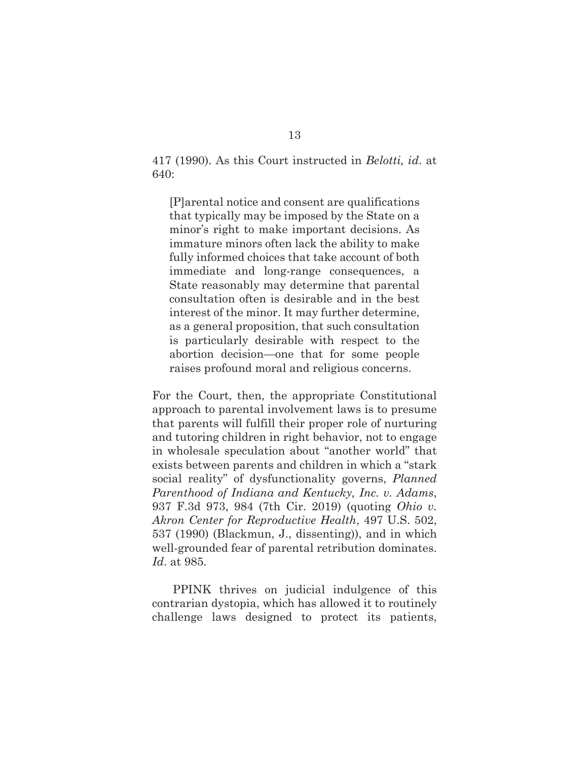417 (1990). As this Court instructed in *Belotti, id*. at 640:

> [P]arental notice and consent are qualifications that typically may be imposed by the State on a minor's right to make important decisions. As immature minors often lack the ability to make fully informed choices that take account of both immediate and long-range consequences, a State reasonably may determine that parental consultation often is desirable and in the best interest of the minor. It may further determine, as a general proposition, that such consultation is particularly desirable with respect to the abortion decision—one that for some people raises profound moral and religious concerns.

For the Court, then, the appropriate Constitutional approach to parental involvement laws is to presume that parents will fulfill their proper role of nurturing and tutoring children in right behavior, not to engage in wholesale speculation about "another world" that exists between parents and children in which a "stark social reality" of dysfunctionality governs, *Planned Parenthood of Indiana and Kentucky, Inc. v. Adams*, 937 F.3d 973, 984 (7th Cir. 2019) (quoting *Ohio v. Akron Center for Reproductive Health*, 497 U.S. 502, 537 (1990) (Blackmun, J., dissenting)), and in which well-grounded fear of parental retribution dominates. *Id*. at 985.

PPINK thrives on judicial indulgence of this contrarian dystopia, which has allowed it to routinely challenge laws designed to protect its patients,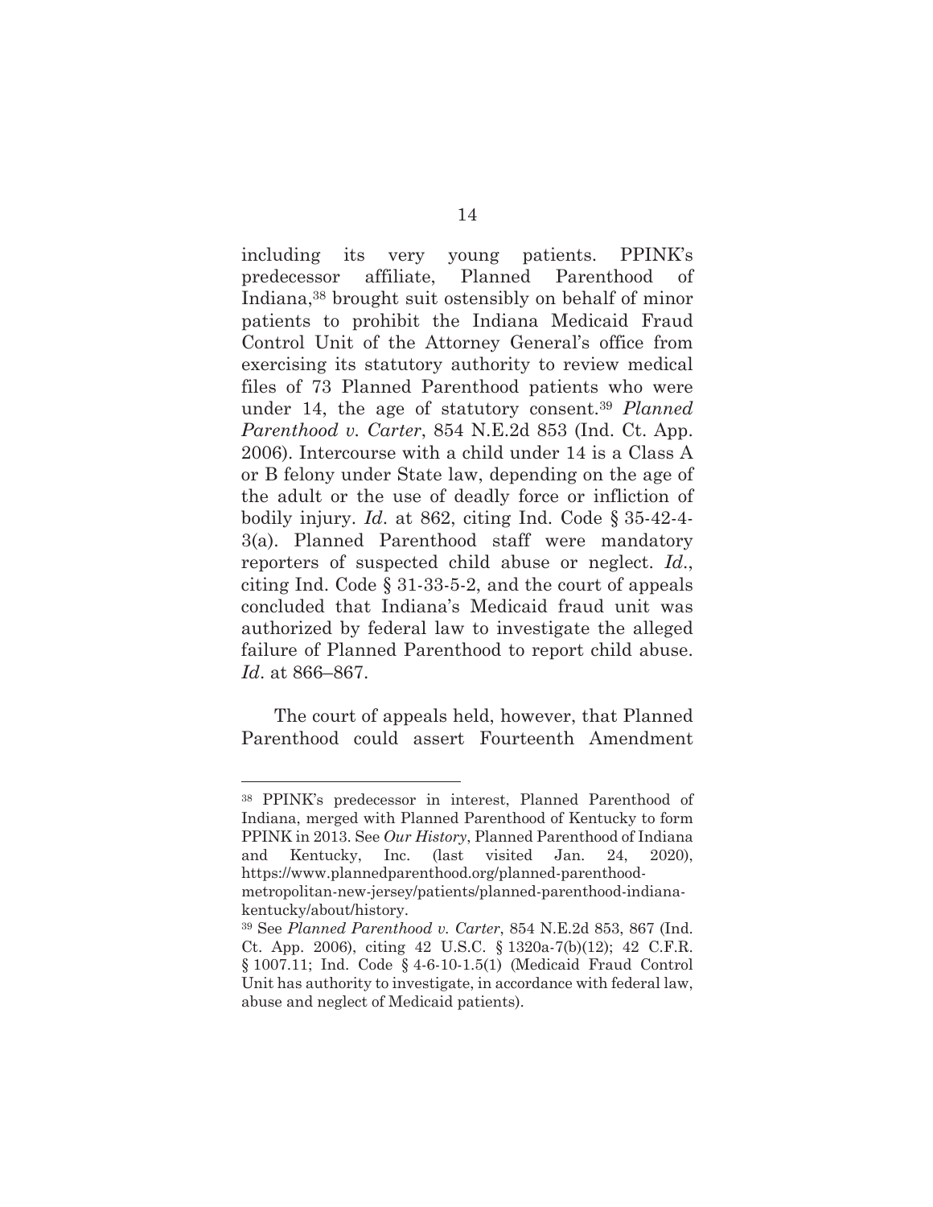including its very young patients. PPINK's predecessor affiliate, Planned Parenthood of Indiana,[38] brought suit ostensibly on behalf of minor patients to prohibit the Indiana Medicaid Fraud Control Unit of the Attorney General's office from exercising its statutory authority to review medical files of 73 Planned Parenthood patients who were under 14, the age of statutory consent.[39] *Planned Parenthood v. Carter*, 854 N.E.2d 853 (Ind. Ct. App. 2006). Intercourse with a child under 14 is a Class A or B felony under State law, depending on the age of the adult or the use of deadly force or infliction of bodily injury. *Id*. at 862, citing Ind. Code § 35-42-4-3(a). Planned Parenthood staff were mandatory reporters of suspected child abuse or neglect. *Id*., citing Ind. Code § 31-33-5-2, and the court of appeals concluded that Indiana's Medicaid fraud unit was authorized by federal law to investigate the alleged failure of Planned Parenthood to report child abuse. *Id*. at 866–867.

The court of appeals held, however, that Planned Parenthood could assert Fourteenth Amendment

---

[38] PPINK's predecessor in interest, Planned Parenthood of Indiana, merged with Planned Parenthood of Kentucky to form PPINK in 2013. See *Our History*, Planned Parenthood of Indiana and Kentucky, Inc. (last visited Jan. 24, 2020), https://www.plannedparenthood.org/planned-parenthood-metropolitan-new-jersey/patients/planned-parenthood-indiana-kentucky/about/history.

[39] See *Planned Parenthood v. Carter*, 854 N.E.2d 853, 867 (Ind. Ct. App. 2006), citing 42 U.S.C. § 1320a-7(b)(12); 42 C.F.R. § 1007.11; Ind. Code § 4-6-10-1.5(1) (Medicaid Fraud Control Unit has authority to investigate, in accordance with federal law, abuse and neglect of Medicaid patients).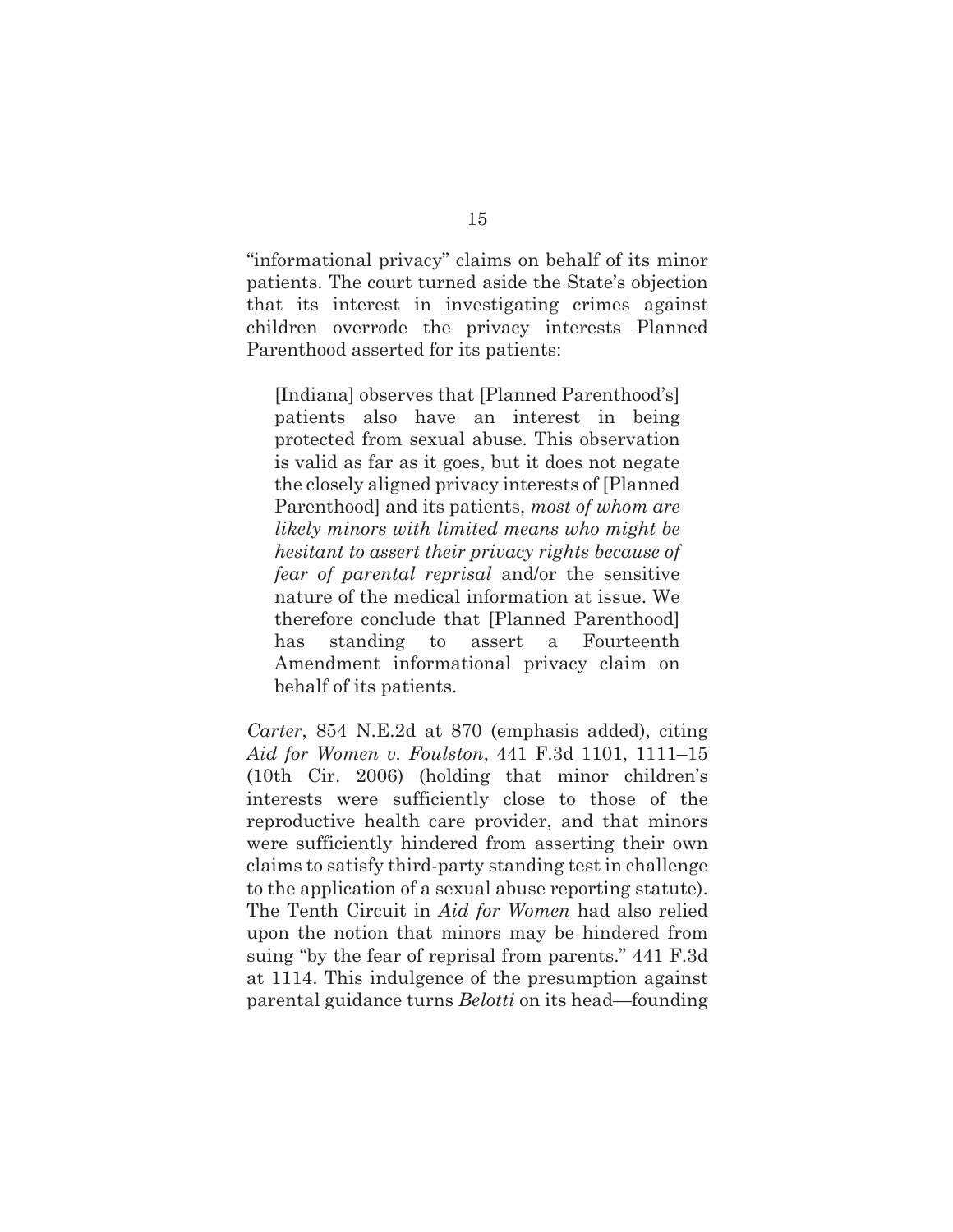"informational privacy" claims on behalf of its minor patients. The court turned aside the State's objection that its interest in investigating crimes against children overrode the privacy interests Planned Parenthood asserted for its patients:

> [Indiana] observes that [Planned Parenthood's] patients also have an interest in being protected from sexual abuse. This observation is valid as far as it goes, but it does not negate the closely aligned privacy interests of [Planned Parenthood] and its patients, *most of whom are likely minors with limited means who might be hesitant to assert their privacy rights because of fear of parental reprisal* and/or the sensitive nature of the medical information at issue. We therefore conclude that [Planned Parenthood] has standing to assert a Fourteenth Amendment informational privacy claim on behalf of its patients.

*Carter*, 854 N.E.2d at 870 (emphasis added), citing *Aid for Women v. Foulston*, 441 F.3d 1101, 1111–15 (10th Cir. 2006) (holding that minor children's interests were sufficiently close to those of the reproductive health care provider, and that minors were sufficiently hindered from asserting their own claims to satisfy third-party standing test in challenge to the application of a sexual abuse reporting statute). The Tenth Circuit in *Aid for Women* had also relied upon the notion that minors may be hindered from suing "by the fear of reprisal from parents." 441 F.3d at 1114. This indulgence of the presumption against parental guidance turns *Belotti* on its head—founding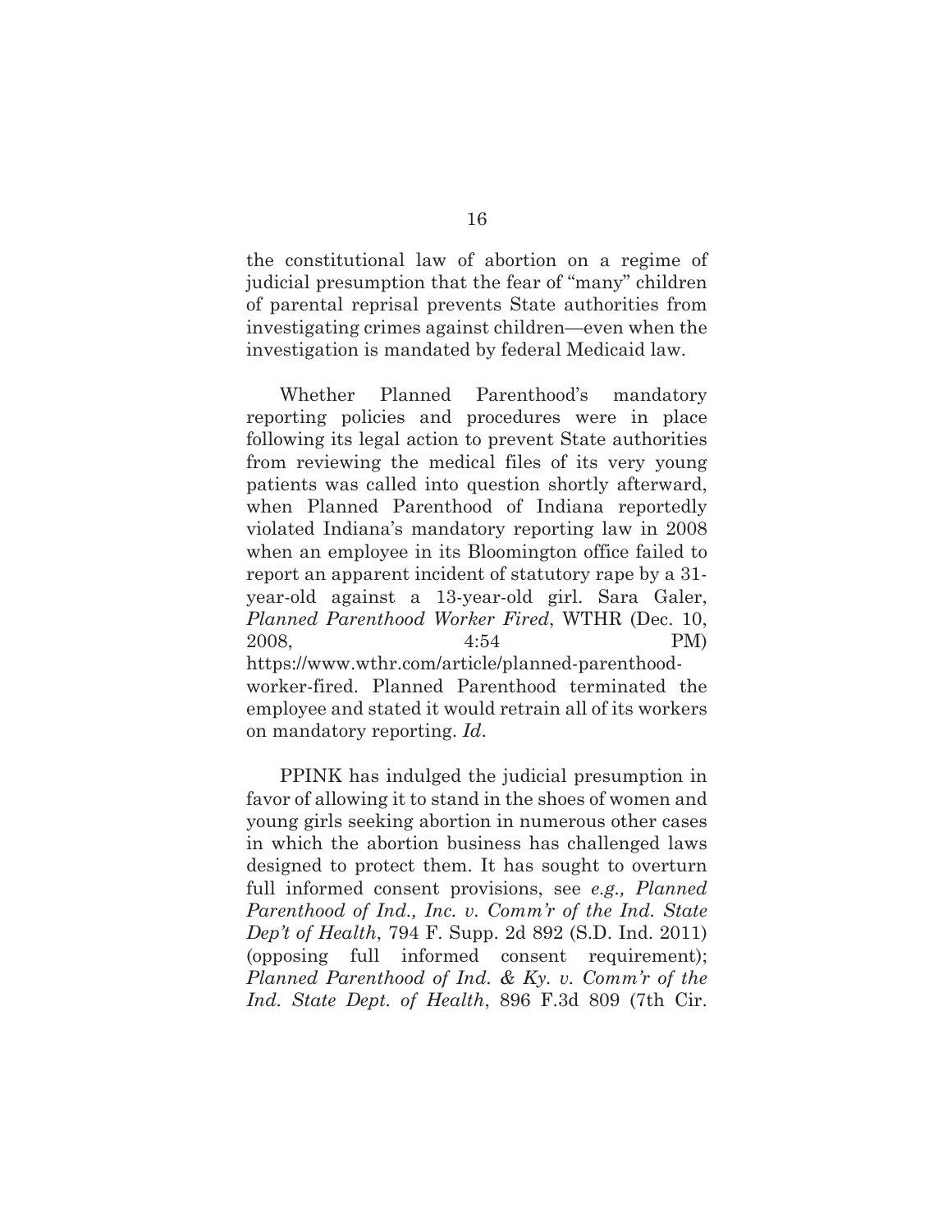the constitutional law of abortion on a regime of judicial presumption that the fear of "many" children of parental reprisal prevents State authorities from investigating crimes against children—even when the investigation is mandated by federal Medicaid law.

Whether Planned Parenthood's mandatory reporting policies and procedures were in place following its legal action to prevent State authorities from reviewing the medical files of its very young patients was called into question shortly afterward, when Planned Parenthood of Indiana reportedly violated Indiana's mandatory reporting law in 2008 when an employee in its Bloomington office failed to report an apparent incident of statutory rape by a 31-year-old against a 13-year-old girl. Sara Galer, *Planned Parenthood Worker Fired*, WTHR (Dec. 10, 2008, 4:54 PM) https://www.wthr.com/article/planned-parenthood-worker-fired. Planned Parenthood terminated the employee and stated it would retrain all of its workers on mandatory reporting. *Id*.

PPINK has indulged the judicial presumption in favor of allowing it to stand in the shoes of women and young girls seeking abortion in numerous other cases in which the abortion business has challenged laws designed to protect them. It has sought to overturn full informed consent provisions, see *e.g., Planned Parenthood of Ind., Inc. v. Comm'r of the Ind. State Dep't of Health*, 794 F. Supp. 2d 892 (S.D. Ind. 2011) (opposing full informed consent requirement); *Planned Parenthood of Ind. & Ky. v. Comm'r of the Ind. State Dept. of Health*, 896 F.3d 809 (7th Cir.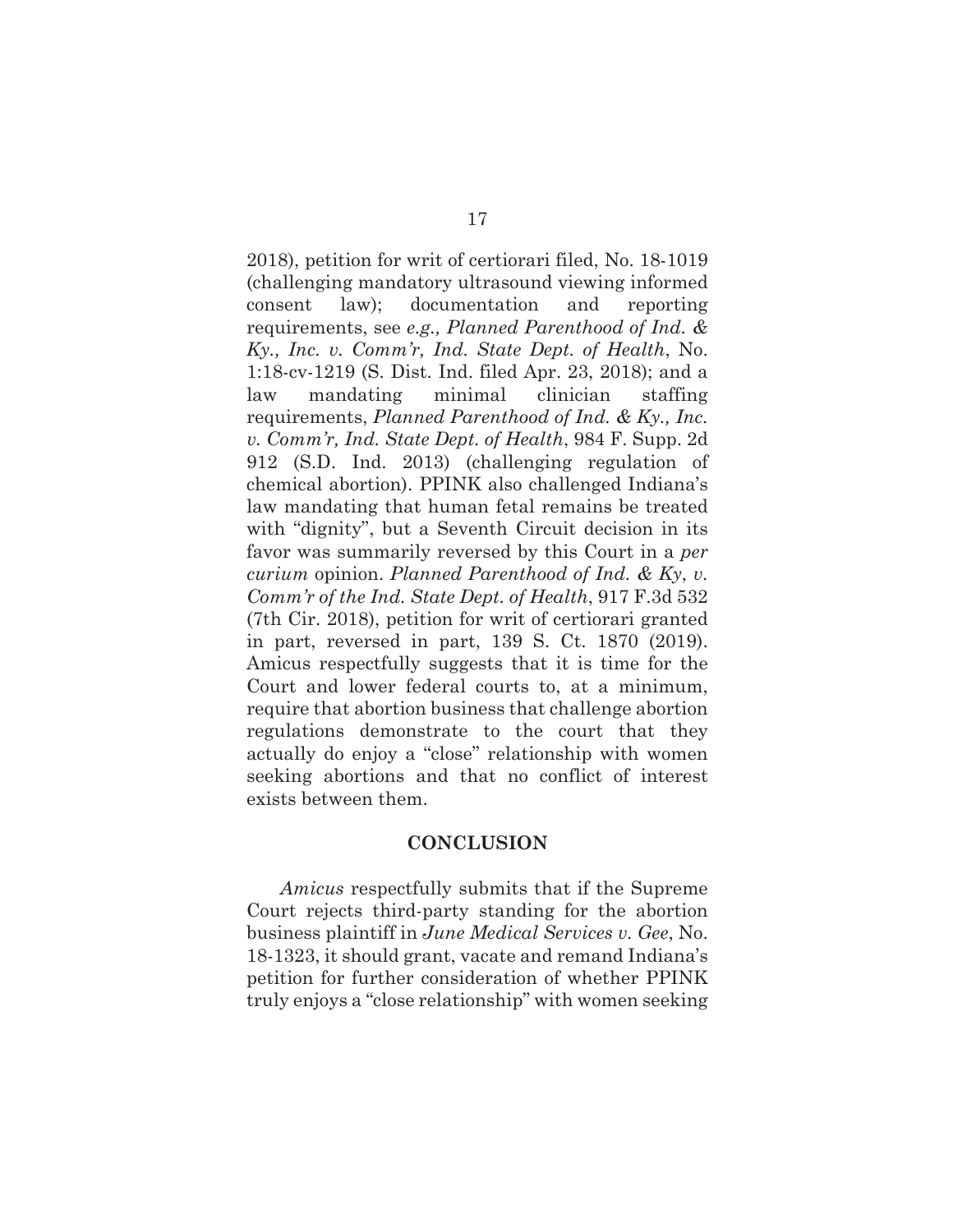2018), petition for writ of certiorari filed, No. 18-1019 (challenging mandatory ultrasound viewing informed consent law); documentation and reporting requirements, see *e.g., Planned Parenthood of Ind. & Ky., Inc. v. Comm'r, Ind. State Dept. of Health*, No. 1:18-cv-1219 (S. Dist. Ind. filed Apr. 23, 2018); and a law mandating minimal clinician staffing requirements, *Planned Parenthood of Ind. & Ky., Inc. v. Comm'r, Ind. State Dept. of Health*, 984 F. Supp. 2d 912 (S.D. Ind. 2013) (challenging regulation of chemical abortion). PPINK also challenged Indiana's law mandating that human fetal remains be treated with "dignity", but a Seventh Circuit decision in its favor was summarily reversed by this Court in a *per curium* opinion. *Planned Parenthood of Ind. & Ky, v. Comm'r of the Ind. State Dept. of Health*, 917 F.3d 532 (7th Cir. 2018), petition for writ of certiorari granted in part, reversed in part, 139 S. Ct. 1870 (2019). Amicus respectfully suggests that it is time for the Court and lower federal courts to, at a minimum, require that abortion business that challenge abortion regulations demonstrate to the court that they actually do enjoy a "close" relationship with women seeking abortions and that no conflict of interest exists between them.

## CONCLUSION

*Amicus* respectfully submits that if the Supreme Court rejects third-party standing for the abortion business plaintiff in *June Medical Services v. Gee*, No. 18-1323, it should grant, vacate and remand Indiana's petition for further consideration of whether PPINK truly enjoys a "close relationship" with women seeking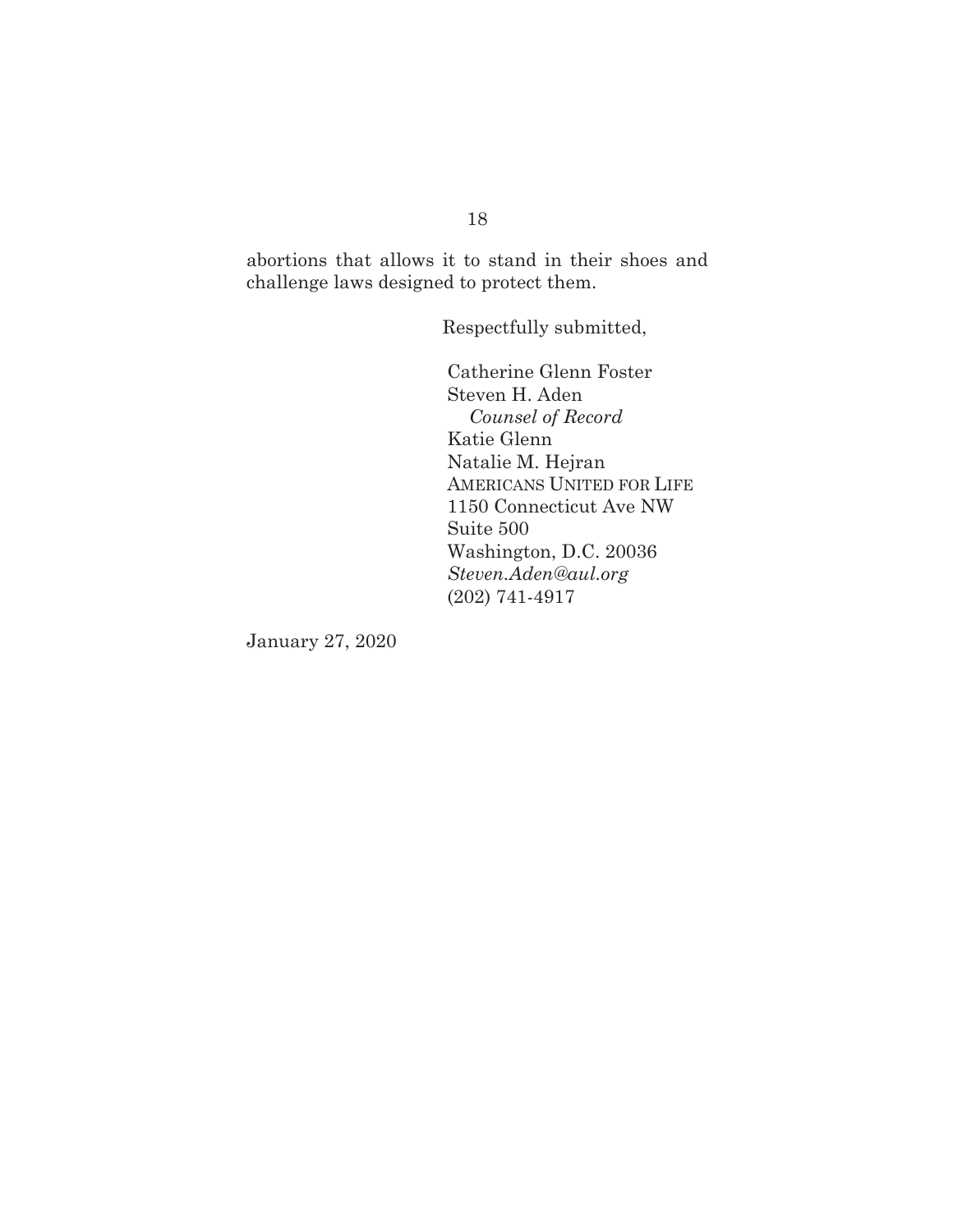abortions that allows it to stand in their shoes and challenge laws designed to protect them.

Respectfully submitted,

Catherine Glenn Foster
Steven H. Aden
*Counsel of Record*
Katie Glenn
Natalie M. Hejran
AMERICANS UNITED FOR LIFE
1150 Connecticut Ave NW
Suite 500
Washington, D.C. 20036
*Steven.Aden@aul.org*
(202) 741-4917

January 27, 2020